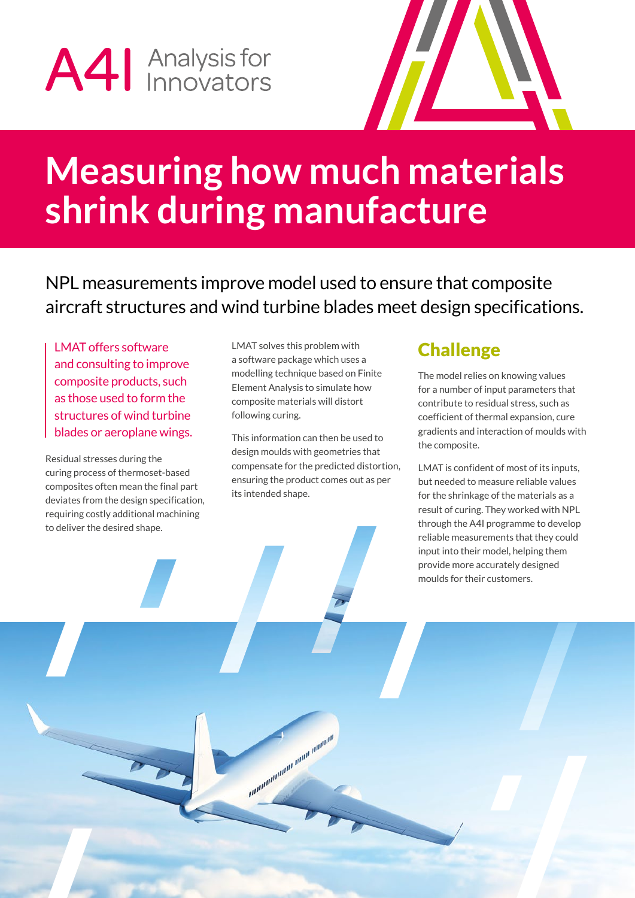A4I Analysis for Innovators

# Measuring how much materials shrink during manufacture

NPL measurements improve model used to ensure that composite aircraft structures and wind turbine blades meet design specifications.

LMAT offers software and consulting to improve composite products, such as those used to form the structures of wind turbine blades or aeroplane wings.

Residual stresses during the curing process of thermoset-based composites often mean the final part deviates from the design specification, requiring costly additional machining to deliver the desired shape.

LMAT solves this problem with a software package which uses a modelling technique based on Finite Element Analysis to simulate how composite materials will distort following curing.

This information can then be used to design moulds with geometries that compensate for the predicted distortion, ensuring the product comes out as per its intended shape.

## Challenge

The model relies on knowing values for a number of input parameters that contribute to residual stress, such as coefficient of thermal expansion, cure gradients and interaction of moulds with the composite.

LMAT is confident of most of its inputs, but needed to measure reliable values for the shrinkage of the materials as a result of curing. They worked with NPL through the A4I programme to develop reliable measurements that they could input into their model, helping them provide more accurately designed moulds for their customers.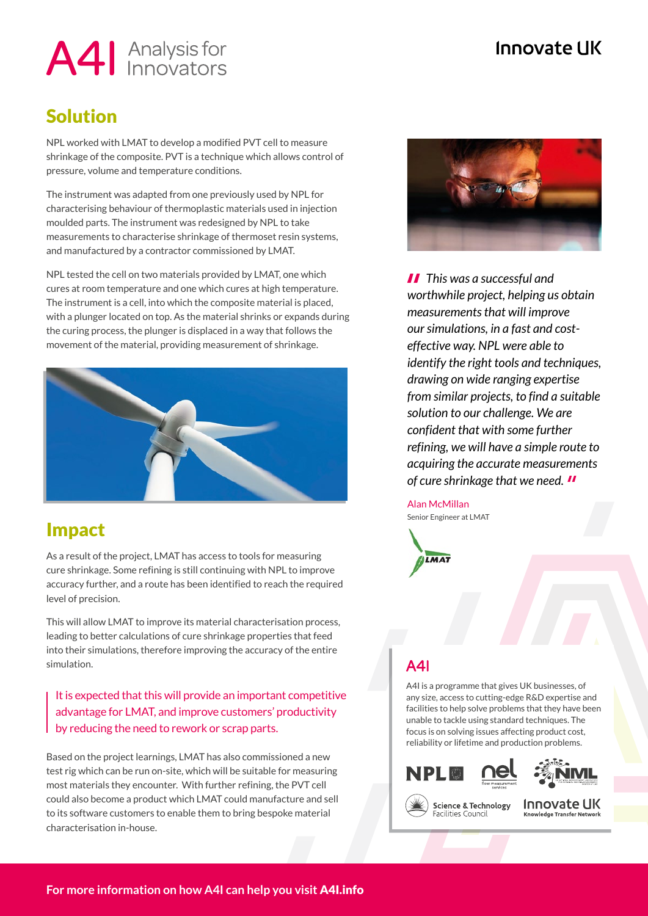## Solution

NPL worked with LMAT to develop a modified PVT cell to measure shrinkage of the composite. PVT is a technique which allows control of pressure, volume and temperature conditions.

The instrument was adapted from one previously used by NPL for characterising behaviour of thermoplastic materials used in injection moulded parts. The instrument was redesigned by NPL to take measurements to characterise shrinkage of thermoset resin systems, and manufactured by a contractor commissioned by LMAT.

NPL tested the cell on two materials provided by LMAT, one which cures at room temperature and one which cures at high temperature. The instrument is a cell, into which the composite material is placed, with a plunger located on top. As the material shrinks or expands during the curing process, the plunger is displaced in a way that follows the movement of the material, providing measurement of shrinkage.

## Impact

As a result of the project, LMAT has access to tools for measuring cure shrinkage. Some refining is still continuing with NPL to improve accuracy further, and a route has been identified to reach the required level of precision.

This will allow LMAT to improve its material characterisation process, leading to better calculations of cure shrinkage properties that feed into their simulations, therefore improving the accuracy of the entire simulation.

> It is expected that this will provide an important competitive advantage for LMAT, and improve customers' productivity by reducing the need to rework or scrap parts.

Based on the project learnings, LMAT has also commissioned a new test rig which can be run on-site, which will be suitable for measuring most materials they encounter. With further refining, the PVT cell could also become a product which LMAT could manufacture and sell to its software customers to enable them to bring bespoke material characterisation in-house.

> *"This was a successful and worthwhile project, helping us obtain measurements that will improve our simulations, in a fast and cost-effective way. NPL were able to identify the right tools and techniques, drawing on wide ranging expertise from similar projects, to find a suitable solution to our challenge. We are confident that with some further refining, we will have a simple route to acquiring the accurate measurements of cure shrinkage that we need."*

Alan McMillan
Senior Engineer at LMAT

### A4I

A4I is a programme that gives UK businesses, of any size, access to cutting-edge R&D expertise and facilities to help solve problems that they have been unable to tackle using standard techniques. The focus is on solving issues affecting product cost, reliability or lifetime and production problems.

**For more information on how A4I can help you visit A4I.info**